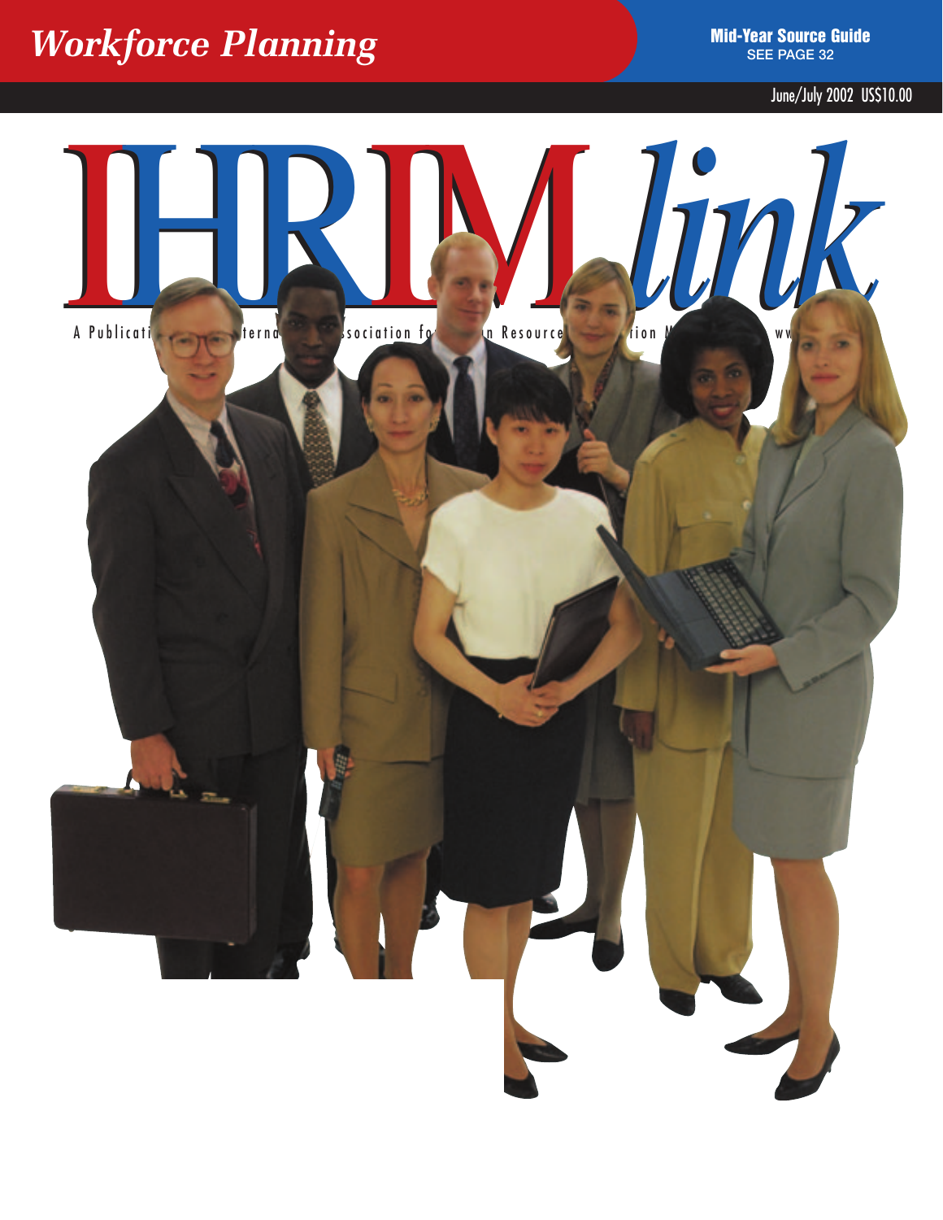# Workforce Planning

**Mid-Year Source Guide**
SEE PAGE 32

June/July 2002 US$10.00

# IHRIM *link*

A Publicati... Interna... Association fo... n Resource... tion M... ww...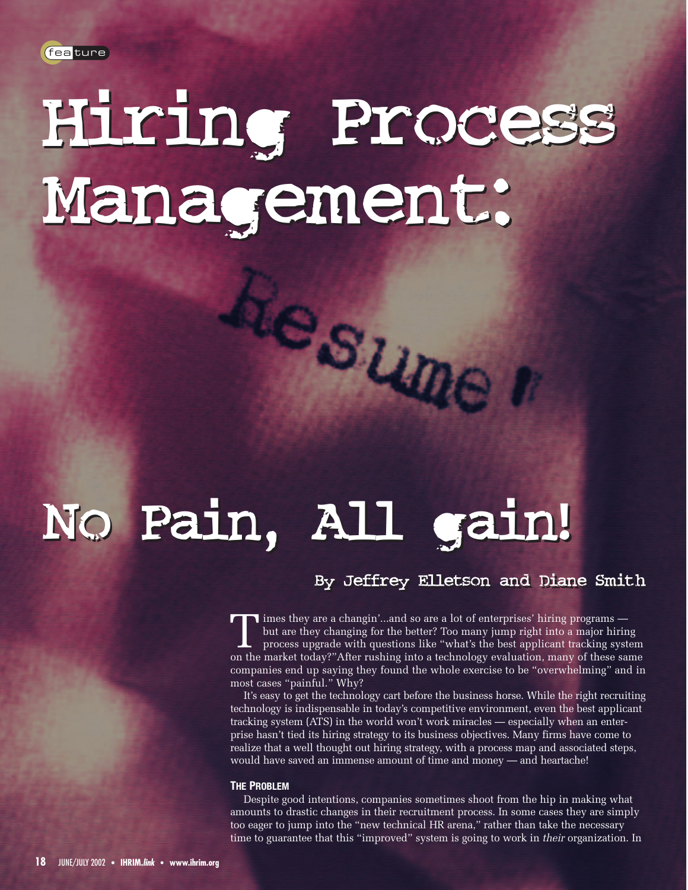# Hiring Process Management: No Pain, All gain!

By Jeffrey Elletson and Diane Smith

Times they are a changin'...and so are a lot of enterprises' hiring programs — but are they changing for the better? Too many jump right into a major hiring process upgrade with questions like "what's the best applicant tracking system on the market today?"After rushing into a technology evaluation, many of these same companies end up saying they found the whole exercise to be "overwhelming" and in most cases "painful." Why?

It's easy to get the technology cart before the business horse. While the right recruiting technology is indispensable in today's competitive environment, even the best applicant tracking system (ATS) in the world won't work miracles — especially when an enterprise hasn't tied its hiring strategy to its business objectives. Many firms have come to realize that a well thought out hiring strategy, with a process map and associated steps, would have saved an immense amount of time and money — and heartache!

**THE PROBLEM**

Despite good intentions, companies sometimes shoot from the hip in making what amounts to drastic changes in their recruitment process. In some cases they are simply too eager to jump into the "new technical HR arena," rather than take the necessary time to guarantee that this "improved" system is going to work in *their* organization. In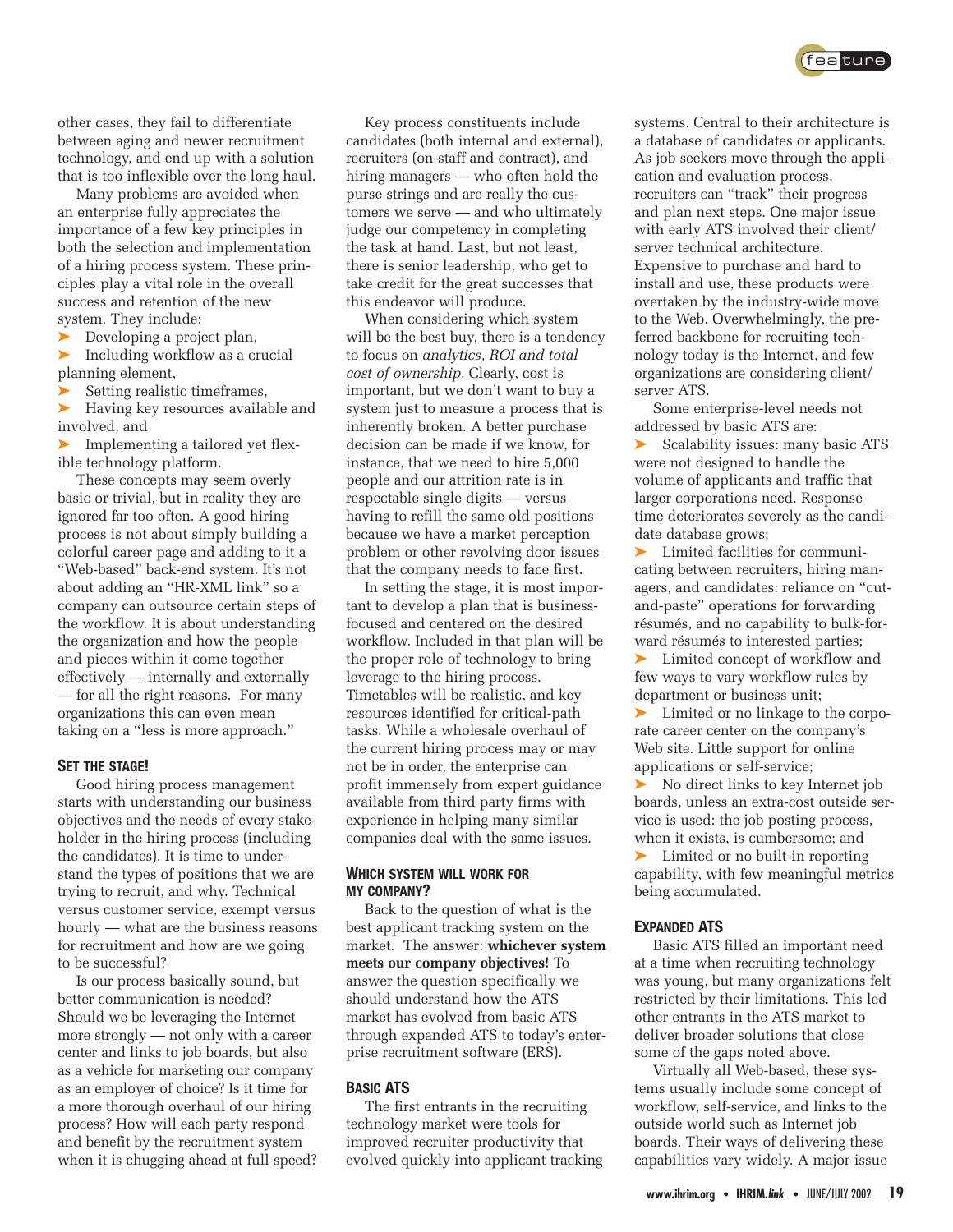other cases, they fail to differentiate between aging and newer recruitment technology, and end up with a solution that is too inflexible over the long haul.

Many problems are avoided when an enterprise fully appreciates the importance of a few key principles in both the selection and implementation of a hiring process system. These principles play a vital role in the overall success and retention of the new system. They include:

- Developing a project plan,
- Including workflow as a crucial planning element,
- Setting realistic timeframes,
- Having key resources available and involved, and
- Implementing a tailored yet flexible technology platform.

These concepts may seem overly basic or trivial, but in reality they are ignored far too often. A good hiring process is not about simply building a colorful career page and adding to it a "Web-based" back-end system. It's not about adding an "HR-XML link" so a company can outsource certain steps of the workflow. It is about understanding the organization and how the people and pieces within it come together effectively — internally and externally — for all the right reasons. For many organizations this can even mean taking on a "less is more approach."

## SET THE STAGE!

Good hiring process management starts with understanding our business objectives and the needs of every stakeholder in the hiring process (including the candidates). It is time to understand the types of positions that we are trying to recruit, and why. Technical versus customer service, exempt versus hourly — what are the business reasons for recruitment and how are we going to be successful?

Is our process basically sound, but better communication is needed? Should we be leveraging the Internet more strongly — not only with a career center and links to job boards, but also as a vehicle for marketing our company as an employer of choice? Is it time for a more thorough overhaul of our hiring process? How will each party respond and benefit by the recruitment system when it is chugging ahead at full speed?

Key process constituents include candidates (both internal and external), recruiters (on-staff and contract), and hiring managers — who often hold the purse strings and are really the customers we serve — and who ultimately judge our competency in completing the task at hand. Last, but not least, there is senior leadership, who get to take credit for the great successes that this endeavor will produce.

When considering which system will be the best buy, there is a tendency to focus on *analytics, ROI and total cost of ownership*. Clearly, cost is important, but we don't want to buy a system just to measure a process that is inherently broken. A better purchase decision can be made if we know, for instance, that we need to hire 5,000 people and our attrition rate is in respectable single digits — versus having to refill the same old positions because we have a market perception problem or other revolving door issues that the company needs to face first.

In setting the stage, it is most important to develop a plan that is business-focused and centered on the desired workflow. Included in that plan will be the proper role of technology to bring leverage to the hiring process. Timetables will be realistic, and key resources identified for critical-path tasks. While a wholesale overhaul of the current hiring process may or may not be in order, the enterprise can profit immensely from expert guidance available from third party firms with experience in helping many similar companies deal with the same issues.

## WHICH SYSTEM WILL WORK FOR MY COMPANY?

Back to the question of what is the best applicant tracking system on the market. The answer: **whichever system meets our company objectives!** To answer the question specifically we should understand how the ATS market has evolved from basic ATS through expanded ATS to today's enterprise recruitment software (ERS).

## BASIC ATS

The first entrants in the recruiting technology market were tools for improved recruiter productivity that evolved quickly into applicant tracking systems. Central to their architecture is a database of candidates or applicants. As job seekers move through the application and evaluation process, recruiters can "track" their progress and plan next steps. One major issue with early ATS involved their client/server technical architecture. Expensive to purchase and hard to install and use, these products were overtaken by the industry-wide move to the Web. Overwhelmingly, the preferred backbone for recruiting technology today is the Internet, and few organizations are considering client/server ATS.

Some enterprise-level needs not addressed by basic ATS are:

- Scalability issues: many basic ATS were not designed to handle the volume of applicants and traffic that larger corporations need. Response time deteriorates severely as the candidate database grows;
- Limited facilities for communicating between recruiters, hiring managers, and candidates: reliance on "cut-and-paste" operations for forwarding résumés, and no capability to bulk-forward résumés to interested parties;
- Limited concept of workflow and few ways to vary workflow rules by department or business unit;
- Limited or no linkage to the corporate career center on the company's Web site. Little support for online applications or self-service;
- No direct links to key Internet job boards, unless an extra-cost outside service is used: the job posting process, when it exists, is cumbersome; and
- Limited or no built-in reporting capability, with few meaningful metrics being accumulated.

## EXPANDED ATS

Basic ATS filled an important need at a time when recruiting technology was young, but many organizations felt restricted by their limitations. This led other entrants in the ATS market to deliver broader solutions that close some of the gaps noted above.

Virtually all Web-based, these systems usually include some concept of workflow, self-service, and links to the outside world such as Internet job boards. Their ways of delivering these capabilities vary widely. A major issue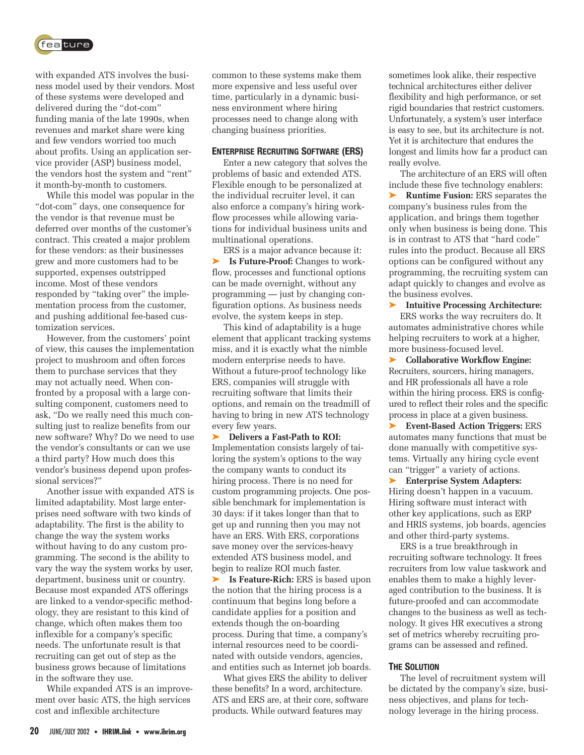with expanded ATS involves the business model used by their vendors. Most of these systems were developed and delivered during the "dot-com" funding mania of the late 1990s, when revenues and market share were king and few vendors worried too much about profits. Using an application service provider (ASP) business model, the vendors host the system and "rent" it month-by-month to customers.

While this model was popular in the "dot-com" days, one consequence for the vendor is that revenue must be deferred over months of the customer's contract. This created a major problem for these vendors: as their businesses grew and more customers had to be supported, expenses outstripped income. Most of these vendors responded by "taking over" the implementation process from the customer, and pushing additional fee-based customization services.

However, from the customers' point of view, this causes the implementation project to mushroom and often forces them to purchase services that they may not actually need. When confronted by a proposal with a large consulting component, customers need to ask, "Do we really need this much consulting just to realize benefits from our new software? Why? Do we need to use the vendor's consultants or can we use a third party? How much does this vendor's business depend upon professional services?"

Another issue with expanded ATS is limited adaptability. Most large enterprises need software with two kinds of adaptability. The first is the ability to change the way the system works without having to do any custom programming. The second is the ability to vary the way the system works by user, department, business unit or country. Because most expanded ATS offerings are linked to a vendor-specific methodology, they are resistant to this kind of change, which often makes them too inflexible for a company's specific needs. The unfortunate result is that recruiting can get out of step as the business grows because of limitations in the software they use.

While expanded ATS is an improvement over basic ATS, the high services cost and inflexible architecture common to these systems make them more expensive and less useful over time, particularly in a dynamic business environment where hiring processes need to change along with changing business priorities.

### Enterprise Recruiting Software (ERS)

Enter a new category that solves the problems of basic and extended ATS. Flexible enough to be personalized at the individual recruiter level, it can also enforce a company's hiring workflow processes while allowing variations for individual business units and multinational operations.

ERS is a major advance because it:

➤ **Is Future-Proof:** Changes to workflow, processes and functional options can be made overnight, without any programming — just by changing configuration options. As business needs evolve, the system keeps in step.

This kind of adaptability is a huge element that applicant tracking systems miss, and it is exactly what the nimble modern enterprise needs to have. Without a future-proof technology like ERS, companies will struggle with recruiting software that limits their options, and remain on the treadmill of having to bring in new ATS technology every few years.

➤ **Delivers a Fast-Path to ROI:** Implementation consists largely of tailoring the system's options to the way the company wants to conduct its hiring process. There is no need for custom programming projects. One possible benchmark for implementation is 30 days: if it takes longer than that to get up and running then you may not have an ERS. With ERS, corporations save money over the services-heavy extended ATS business model, and begin to realize ROI much faster.

➤ **Is Feature-Rich:** ERS is based upon the notion that the hiring process is a continuum that begins long before a candidate applies for a position and extends though the on-boarding process. During that time, a company's internal resources need to be coordinated with outside vendors, agencies, and entities such as Internet job boards.

What gives ERS the ability to deliver these benefits? In a word, architecture. ATS and ERS are, at their core, software products. While outward features may sometimes look alike, their respective technical architectures either deliver flexibility and high performance, or set rigid boundaries that restrict customers. Unfortunately, a system's user interface is easy to see, but its architecture is not. Yet it is architecture that endures the longest and limits how far a product can really evolve.

The architecture of an ERS will often include these five technology enablers:

➤ **Runtime Fusion:** ERS separates the company's business rules from the application, and brings them together only when business is being done. This is in contrast to ATS that "hard code" rules into the product. Because all ERS options can be configured without any programming, the recruiting system can adapt quickly to changes and evolve as the business evolves.

➤ **Intuitive Processing Architecture:** ERS works the way recruiters do. It automates administrative chores while helping recruiters to work at a higher, more business-focused level.

➤ **Collaborative Workflow Engine:** Recruiters, sourcers, hiring managers, and HR professionals all have a role within the hiring process. ERS is configured to reflect their roles and the specific process in place at a given business.

➤ **Event-Based Action Triggers:** ERS automates many functions that must be done manually with competitive systems. Virtually any hiring cycle event can "trigger" a variety of actions.

➤ **Enterprise System Adapters:** Hiring doesn't happen in a vacuum. Hiring software must interact with other key applications, such as ERP and HRIS systems, job boards, agencies and other third-party systems.

ERS is a true breakthrough in recruiting software technology. It frees recruiters from low value taskwork and enables them to make a highly leveraged contribution to the business. It is future-proofed and can accommodate changes to the business as well as technology. It gives HR executives a strong set of metrics whereby recruiting programs can be assessed and refined.

### The Solution

The level of recruitment system will be dictated by the company's size, business objectives, and plans for technology leverage in the hiring process.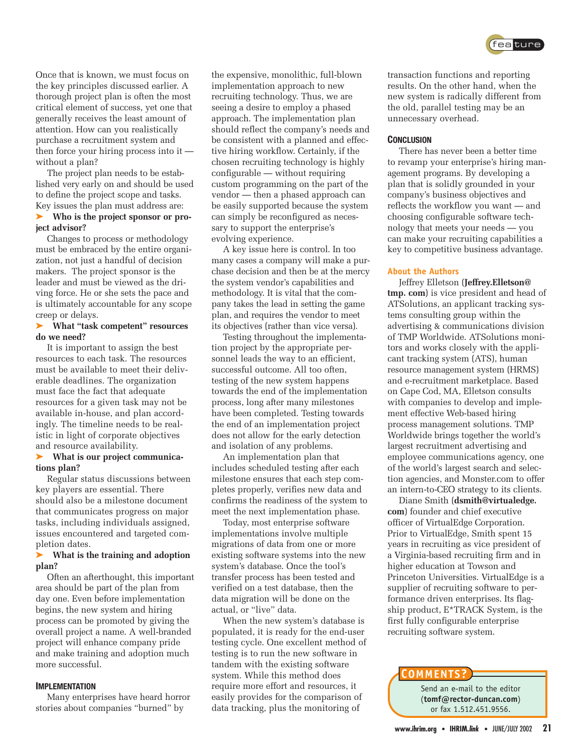Once that is known, we must focus on the key principles discussed earlier. A thorough project plan is often the most critical element of success, yet one that generally receives the least amount of attention. How can you realistically purchase a recruitment system and then force your hiring process into it — without a plan?

The project plan needs to be established very early on and should be used to define the project scope and tasks. Key issues the plan must address are:

➤ **Who is the project sponsor or project advisor?**

Changes to process or methodology must be embraced by the entire organization, not just a handful of decision makers. The project sponsor is the leader and must be viewed as the driving force. He or she sets the pace and is ultimately accountable for any scope creep or delays.

➤ **What "task competent" resources do we need?**

It is important to assign the best resources to each task. The resources must be available to meet their deliverable deadlines. The organization must face the fact that adequate resources for a given task may not be available in-house, and plan accordingly. The timeline needs to be realistic in light of corporate objectives and resource availability.

➤ **What is our project communications plan?**

Regular status discussions between key players are essential. There should also be a milestone document that communicates progress on major tasks, including individuals assigned, issues encountered and targeted completion dates.

➤ **What is the training and adoption plan?**

Often an afterthought, this important area should be part of the plan from day one. Even before implementation begins, the new system and hiring process can be promoted by giving the overall project a name. A well-branded project will enhance company pride and make training and adoption much more successful.

## Implementation

Many enterprises have heard horror stories about companies "burned" by the expensive, monolithic, full-blown implementation approach to new recruiting technology. Thus, we are seeing a desire to employ a phased approach. The implementation plan should reflect the company's needs and be consistent with a planned and effective hiring workflow. Certainly, if the chosen recruiting technology is highly configurable — without requiring custom programming on the part of the vendor — then a phased approach can be easily supported because the system can simply be reconfigured as necessary to support the enterprise's evolving experience.

A key issue here is control. In too many cases a company will make a purchase decision and then be at the mercy the system vendor's capabilities and methodology. It is vital that the company takes the lead in setting the game plan, and requires the vendor to meet its objectives (rather than vice versa).

Testing throughout the implementation project by the appropriate personnel leads the way to an efficient, successful outcome. All too often, testing of the new system happens towards the end of the implementation process, long after many milestones have been completed. Testing towards the end of an implementation project does not allow for the early detection and isolation of any problems.

An implementation plan that includes scheduled testing after each milestone ensures that each step completes properly, verifies new data and confirms the readiness of the system to meet the next implementation phase.

Today, most enterprise software implementations involve multiple migrations of data from one or more existing software systems into the new system's database. Once the tool's transfer process has been tested and verified on a test database, then the data migration will be done on the actual, or "live" data.

When the new system's database is populated, it is ready for the end-user testing cycle. One excellent method of testing is to run the new software in tandem with the existing software system. While this method does require more effort and resources, it easily provides for the comparison of data tracking, plus the monitoring of transaction functions and reporting results. On the other hand, when the new system is radically different from the old, parallel testing may be an unnecessary overhead.

## Conclusion

There has never been a better time to revamp your enterprise's hiring management programs. By developing a plan that is solidly grounded in your company's business objectives and reflects the workflow you want — and choosing configurable software technology that meets your needs — you can make your recruiting capabilities a key to competitive business advantage.

### About the Authors

Jeffrey Elleton (**Jeffrey.Elletson@tmp. com**) is vice president and head of ATSolutions, an applicant tracking systems consulting group within the advertising & communications division of TMP Worldwide. ATSolutions monitors and works closely with the applicant tracking system (ATS), human resource management system (HRMS) and e-recruitment marketplace. Based on Cape Cod, MA, Elletson consults with companies to develop and implement effective Web-based hiring process management solutions. TMP Worldwide brings together the world's largest recruitment advertising and employee communications agency, one of the world's largest search and selection agencies, and Monster.com to offer an intern-to-CEO strategy to its clients.

Diane Smith (**dsmith@virtualedge.com**) founder and chief executive officer of VirtualEdge Corporation. Prior to VirtualEdge, Smith spent 15 years in recruiting as vice president of a Virginia-based recruiting firm and in higher education at Towson and Princeton Universities. VirtualEdge is a supplier of recruiting software to performance driven enterprises. Its flagship product, E*TRACK System, is the first fully configurable enterprise recruiting software system.

**COMMENTS?**

Send an e-mail to the editor (**tomf@rector-duncan.com**) or fax 1.512.451.9556.